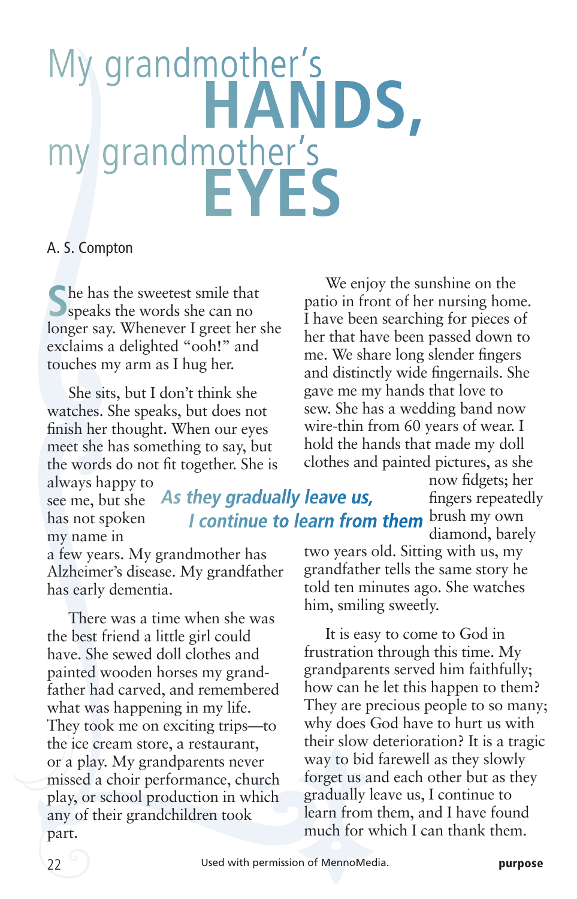# My grandmother's HANDS, my grandmother's EYES

A. S. Compton

She has the sweetest smile that speaks the words she can no longer say. Whenever I greet her she exclaims a delighted "ooh!" and touches my arm as I hug her.

She sits, but I don't think she watches. She speaks, but does not finish her thought. When our eyes meet she has something to say, but the words do not fit together. She is always happy to see me, but she has not spoken my name in a few years. My grandmother has Alzheimer's disease. My grandfather has early dementia.

There was a time when she was the best friend a little girl could have. She sewed doll clothes and painted wooden horses my grandfather had carved, and remembered what was happening in my life. They took me on exciting trips—to the ice cream store, a restaurant, or a play. My grandparents never missed a choir performance, church play, or school production in which any of their grandchildren took part.

*As they gradually leave us, I continue to learn from them*

We enjoy the sunshine on the patio in front of her nursing home. I have been searching for pieces of her that have been passed down to me. We share long slender fingers and distinctly wide fingernails. She gave me my hands that love to sew. She has a wedding band now wire-thin from 60 years of wear. I hold the hands that made my doll clothes and painted pictures, as she now fidgets; her fingers repeatedly brush my own diamond, barely two years old. Sitting with us, my grandfather tells the same story he told ten minutes ago. She watches him, smiling sweetly.

It is easy to come to God in frustration through this time. My grandparents served him faithfully; how can he let this happen to them? They are precious people to so many; why does God have to hurt us with their slow deterioration? It is a tragic way to bid farewell as they slowly forget us and each other but as they gradually leave us, I continue to learn from them, and I have found much for which I can thank them.

Used with permission of MennoMedia.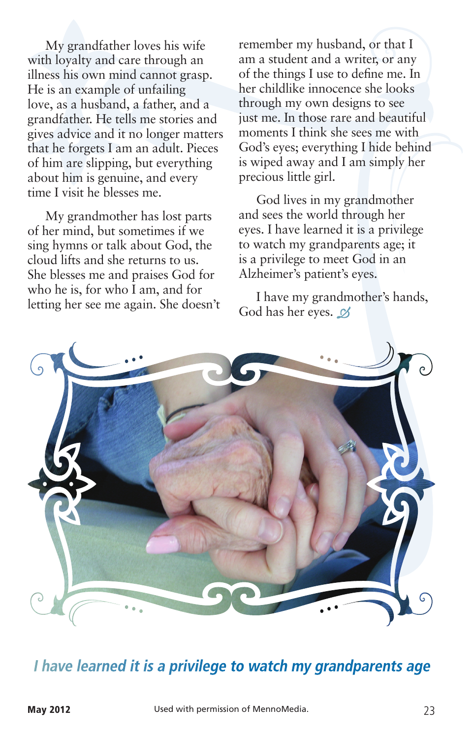My grandfather loves his wife with loyalty and care through an illness his own mind cannot grasp. He is an example of unfailing love, as a husband, a father, and a grandfather. He tells me stories and gives advice and it no longer matters that he forgets I am an adult. Pieces of him are slipping, but everything about him is genuine, and every time I visit he blesses me.

My grandmother has lost parts of her mind, but sometimes if we sing hymns or talk about God, the cloud lifts and she returns to us. She blesses me and praises God for who he is, for who I am, and for letting her see me again. She doesn't remember my husband, or that I am a student and a writer, or any of the things I use to define me. In her childlike innocence she looks through my own designs to see just me. In those rare and beautiful moments I think she sees me with God's eyes; everything I hide behind is wiped away and I am simply her precious little girl.

God lives in my grandmother and sees the world through her eyes. I have learned it is a privilege to watch my grandparents age; it is a privilege to meet God in an Alzheimer's patient's eyes.

I have my grandmother's hands, God has her eyes.

*I have learned it is a privilege to watch my grandparents age*

Used with permission of MennoMedia.